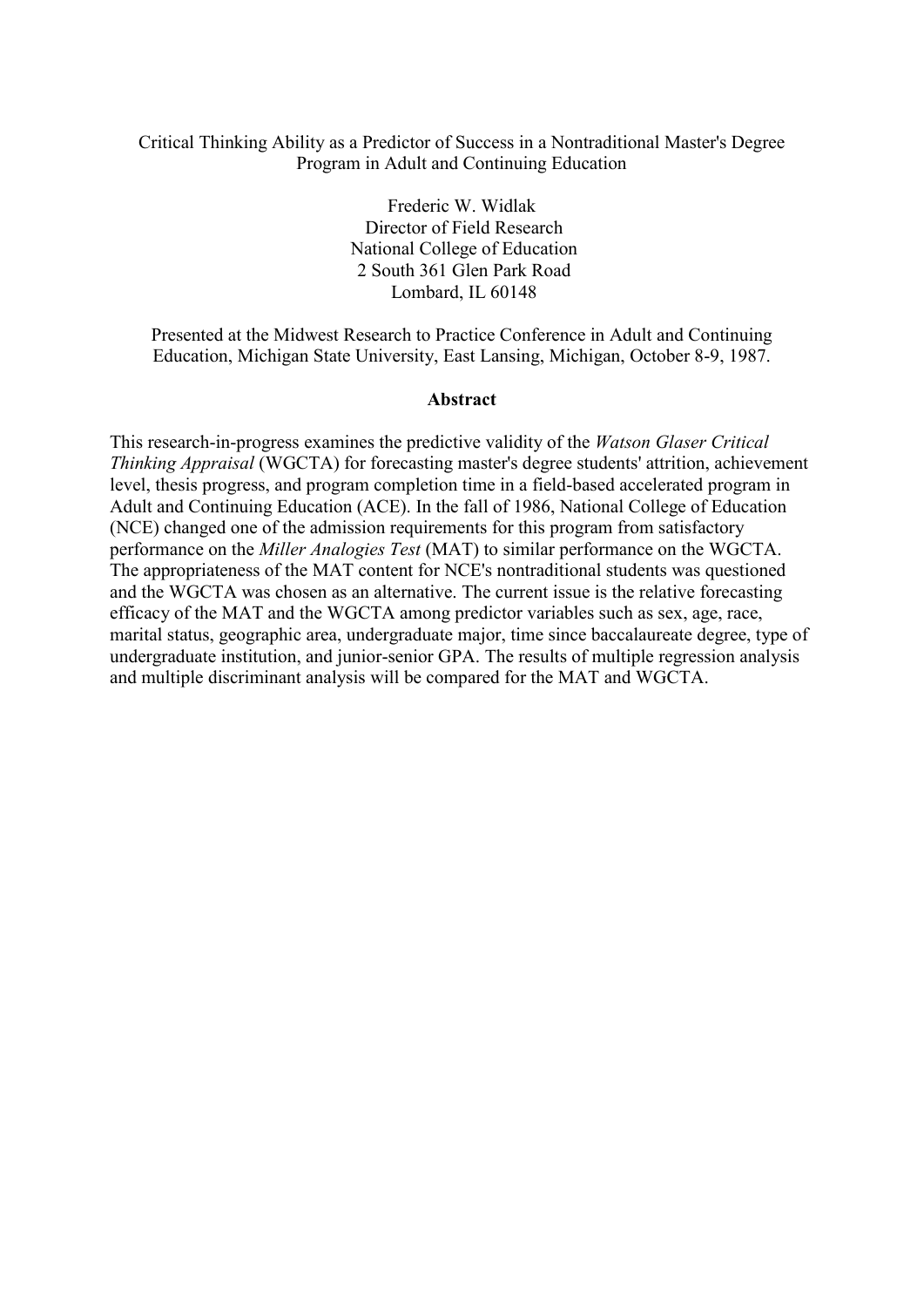# Critical Thinking Ability as a Predictor of Success in a Nontraditional Master's Degree Program in Adult and Continuing Education

Frederic W. Widlak
Director of Field Research
National College of Education
2 South 361 Glen Park Road
Lombard, IL 60148

Presented at the Midwest Research to Practice Conference in Adult and Continuing Education, Michigan State University, East Lansing, Michigan, October 8-9, 1987.

## Abstract

This research-in-progress examines the predictive validity of the *Watson Glaser Critical Thinking Appraisal* (WGCTA) for forecasting master's degree students' attrition, achievement level, thesis progress, and program completion time in a field-based accelerated program in Adult and Continuing Education (ACE). In the fall of 1986, National College of Education (NCE) changed one of the admission requirements for this program from satisfactory performance on the *Miller Analogies Test* (MAT) to similar performance on the WGCTA. The appropriateness of the MAT content for NCE's nontraditional students was questioned and the WGCTA was chosen as an alternative. The current issue is the relative forecasting efficacy of the MAT and the WGCTA among predictor variables such as sex, age, race, marital status, geographic area, undergraduate major, time since baccalaureate degree, type of undergraduate institution, and junior-senior GPA. The results of multiple regression analysis and multiple discriminant analysis will be compared for the MAT and WGCTA.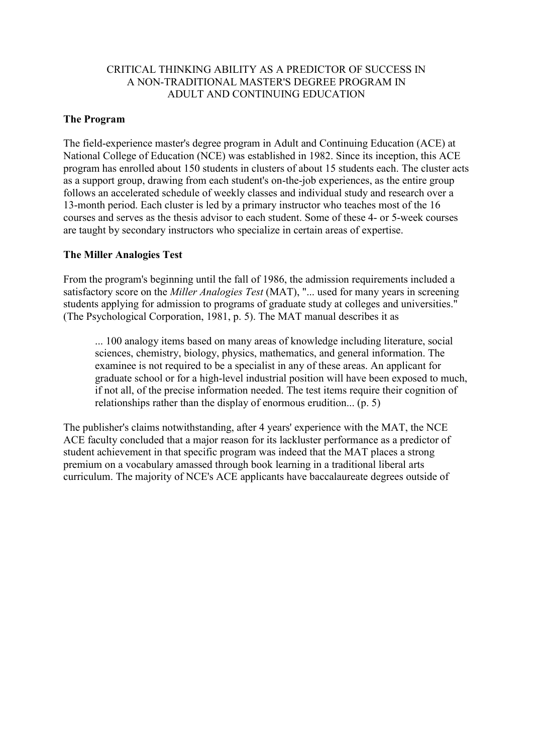# CRITICAL THINKING ABILITY AS A PREDICTOR OF SUCCESS IN A NON-TRADITIONAL MASTER'S DEGREE PROGRAM IN ADULT AND CONTINUING EDUCATION

## The Program

The field-experience master's degree program in Adult and Continuing Education (ACE) at National College of Education (NCE) was established in 1982. Since its inception, this ACE program has enrolled about 150 students in clusters of about 15 students each. The cluster acts as a support group, drawing from each student's on-the-job experiences, as the entire group follows an accelerated schedule of weekly classes and individual study and research over a 13-month period. Each cluster is led by a primary instructor who teaches most of the 16 courses and serves as the thesis advisor to each student. Some of these 4- or 5-week courses are taught by secondary instructors who specialize in certain areas of expertise.

## The Miller Analogies Test

From the program's beginning until the fall of 1986, the admission requirements included a satisfactory score on the *Miller Analogies Test* (MAT), "... used for many years in screening students applying for admission to programs of graduate study at colleges and universities." (The Psychological Corporation, 1981, p. 5). The MAT manual describes it as

> ... 100 analogy items based on many areas of knowledge including literature, social sciences, chemistry, biology, physics, mathematics, and general information. The examinee is not required to be a specialist in any of these areas. An applicant for graduate school or for a high-level industrial position will have been exposed to much, if not all, of the precise information needed. The test items require their cognition of relationships rather than the display of enormous erudition... (p. 5)

The publisher's claims notwithstanding, after 4 years' experience with the MAT, the NCE ACE faculty concluded that a major reason for its lackluster performance as a predictor of student achievement in that specific program was indeed that the MAT places a strong premium on a vocabulary amassed through book learning in a traditional liberal arts curriculum. The majority of NCE's ACE applicants have baccalaureate degrees outside of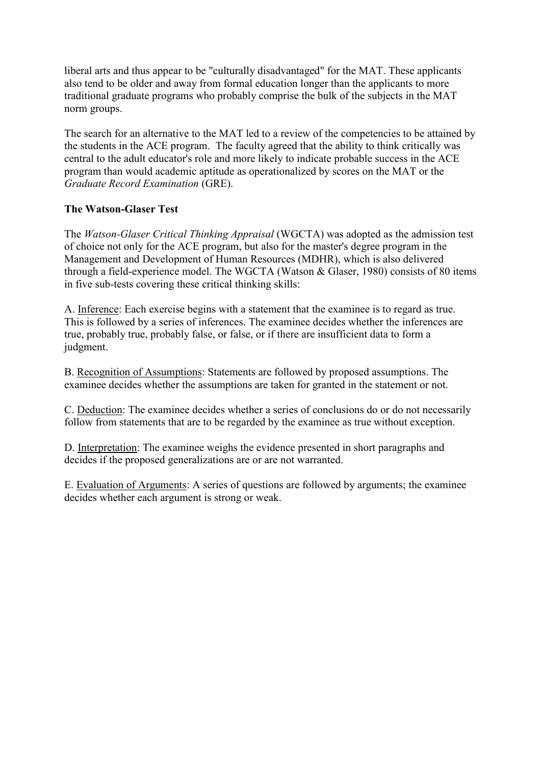liberal arts and thus appear to be "culturally disadvantaged" for the MAT. These applicants also tend to be older and away from formal education longer than the applicants to more traditional graduate programs who probably comprise the bulk of the subjects in the MAT norm groups.

The search for an alternative to the MAT led to a review of the competencies to be attained by the students in the ACE program. The faculty agreed that the ability to think critically was central to the adult educator's role and more likely to indicate probable success in the ACE program than would academic aptitude as operationalized by scores on the MAT or the *Graduate Record Examination* (GRE).

**The Watson-Glaser Test**

The *Watson-Glaser Critical Thinking Appraisal* (WGCTA) was adopted as the admission test of choice not only for the ACE program, but also for the master's degree program in the Management and Development of Human Resources (MDHR), which is also delivered through a field-experience model. The WGCTA (Watson & Glaser, 1980) consists of 80 items in five sub-tests covering these critical thinking skills:

A. Inference: Each exercise begins with a statement that the examinee is to regard as true. This is followed by a series of inferences. The examinee decides whether the inferences are true, probably true, probably false, or false, or if there are insufficient data to form a judgment.

B. Recognition of Assumptions: Statements are followed by proposed assumptions. The examinee decides whether the assumptions are taken for granted in the statement or not.

C. Deduction: The examinee decides whether a series of conclusions do or do not necessarily follow from statements that are to be regarded by the examinee as true without exception.

D. Interpretation: The examinee weighs the evidence presented in short paragraphs and decides if the proposed generalizations are or are not warranted.

E. Evaluation of Arguments: A series of questions are followed by arguments; the examinee decides whether each argument is strong or weak.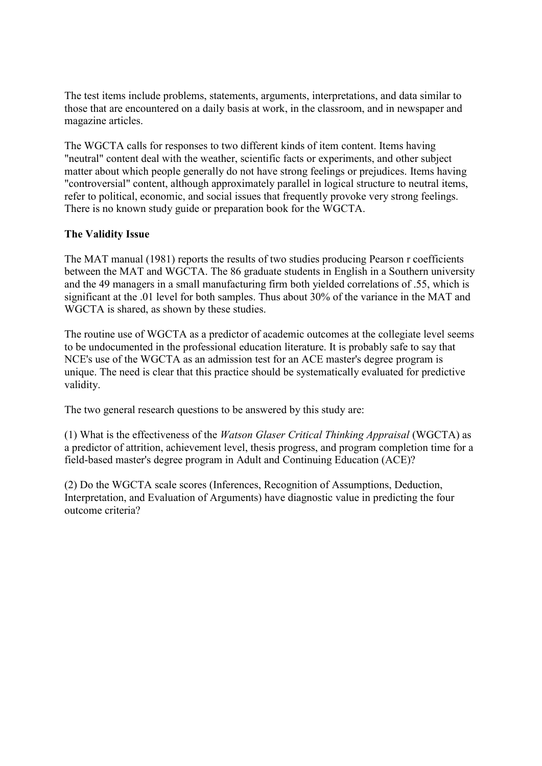The test items include problems, statements, arguments, interpretations, and data similar to those that are encountered on a daily basis at work, in the classroom, and in newspaper and magazine articles.

The WGCTA calls for responses to two different kinds of item content. Items having "neutral" content deal with the weather, scientific facts or experiments, and other subject matter about which people generally do not have strong feelings or prejudices. Items having "controversial" content, although approximately parallel in logical structure to neutral items, refer to political, economic, and social issues that frequently provoke very strong feelings. There is no known study guide or preparation book for the WGCTA.

**The Validity Issue**

The MAT manual (1981) reports the results of two studies producing Pearson r coefficients between the MAT and WGCTA. The 86 graduate students in English in a Southern university and the 49 managers in a small manufacturing firm both yielded correlations of .55, which is significant at the .01 level for both samples. Thus about 30% of the variance in the MAT and WGCTA is shared, as shown by these studies.

The routine use of WGCTA as a predictor of academic outcomes at the collegiate level seems to be undocumented in the professional education literature. It is probably safe to say that NCE's use of the WGCTA as an admission test for an ACE master's degree program is unique. The need is clear that this practice should be systematically evaluated for predictive validity.

The two general research questions to be answered by this study are:

(1) What is the effectiveness of the *Watson Glaser Critical Thinking Appraisal* (WGCTA) as a predictor of attrition, achievement level, thesis progress, and program completion time for a field-based master's degree program in Adult and Continuing Education (ACE)?

(2) Do the WGCTA scale scores (Inferences, Recognition of Assumptions, Deduction, Interpretation, and Evaluation of Arguments) have diagnostic value in predicting the four outcome criteria?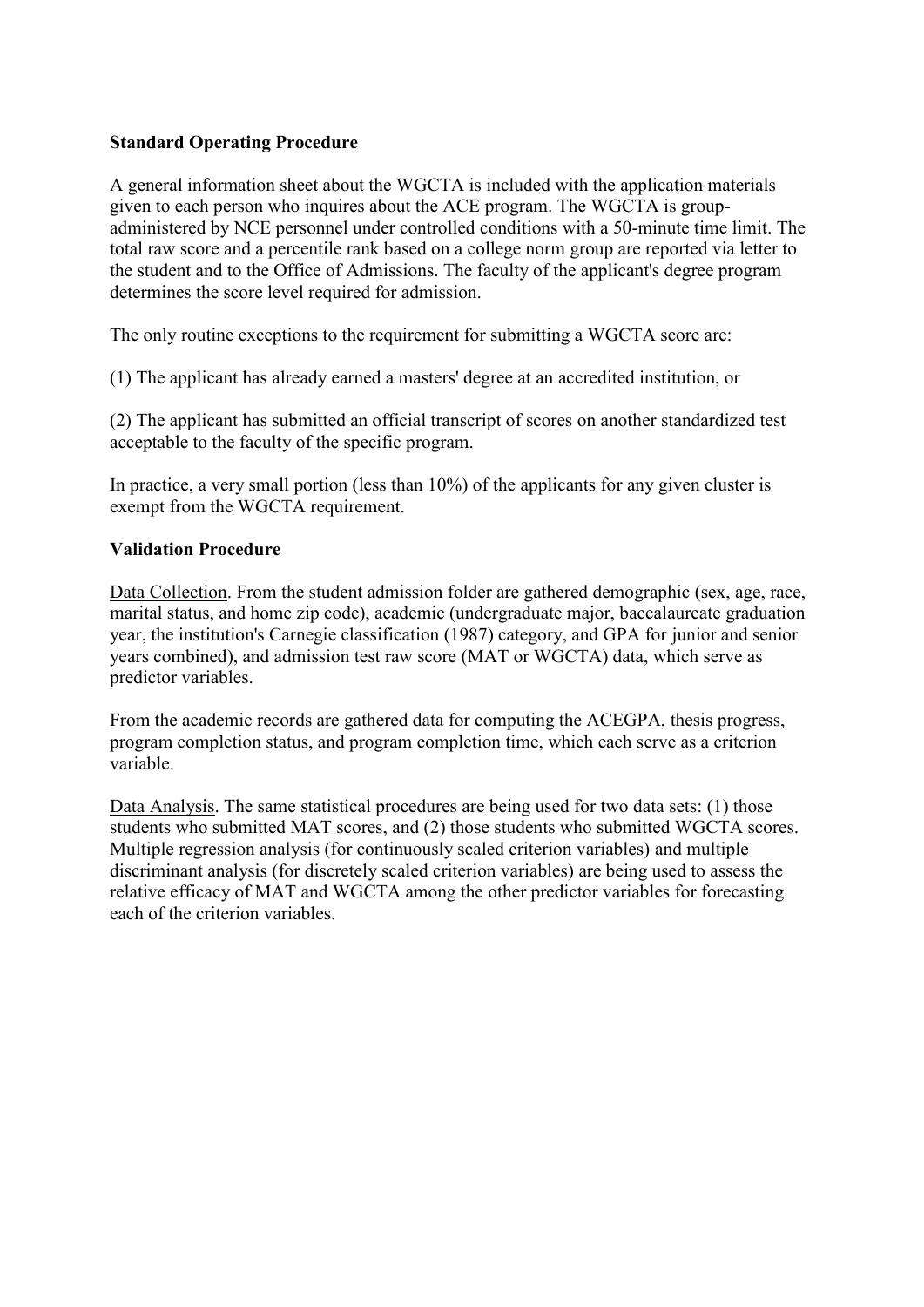**Standard Operating Procedure**

A general information sheet about the WGCTA is included with the application materials given to each person who inquires about the ACE program. The WGCTA is group-administered by NCE personnel under controlled conditions with a 50-minute time limit. The total raw score and a percentile rank based on a college norm group are reported via letter to the student and to the Office of Admissions. The faculty of the applicant's degree program determines the score level required for admission.

The only routine exceptions to the requirement for submitting a WGCTA score are:

(1) The applicant has already earned a masters' degree at an accredited institution, or

(2) The applicant has submitted an official transcript of scores on another standardized test acceptable to the faculty of the specific program.

In practice, a very small portion (less than 10%) of the applicants for any given cluster is exempt from the WGCTA requirement.

**Validation Procedure**

<u>Data Collection</u>. From the student admission folder are gathered demographic (sex, age, race, marital status, and home zip code), academic (undergraduate major, baccalaureate graduation year, the institution's Carnegie classification (1987) category, and GPA for junior and senior years combined), and admission test raw score (MAT or WGCTA) data, which serve as predictor variables.

From the academic records are gathered data for computing the ACEGPA, thesis progress, program completion status, and program completion time, which each serve as a criterion variable.

<u>Data Analysis</u>. The same statistical procedures are being used for two data sets: (1) those students who submitted MAT scores, and (2) those students who submitted WGCTA scores. Multiple regression analysis (for continuously scaled criterion variables) and multiple discriminant analysis (for discretely scaled criterion variables) are being used to assess the relative efficacy of MAT and WGCTA among the other predictor variables for forecasting each of the criterion variables.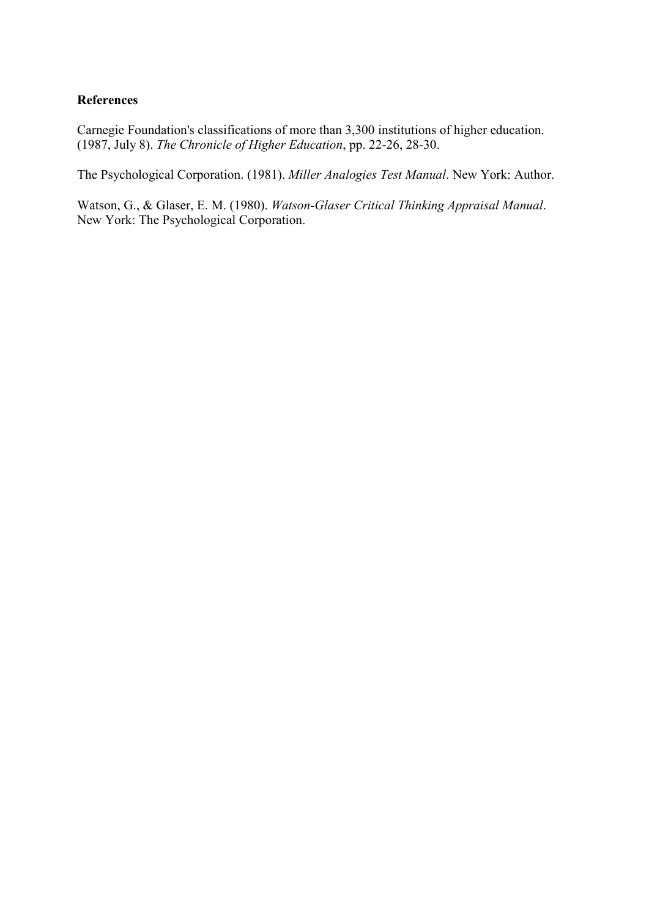**References**

Carnegie Foundation's classifications of more than 3,300 institutions of higher education. (1987, July 8). *The Chronicle of Higher Education*, pp. 22-26, 28-30.

The Psychological Corporation. (1981). *Miller Analogies Test Manual*. New York: Author.

Watson, G., & Glaser, E. M. (1980). *Watson-Glaser Critical Thinking Appraisal Manual*. New York: The Psychological Corporation.